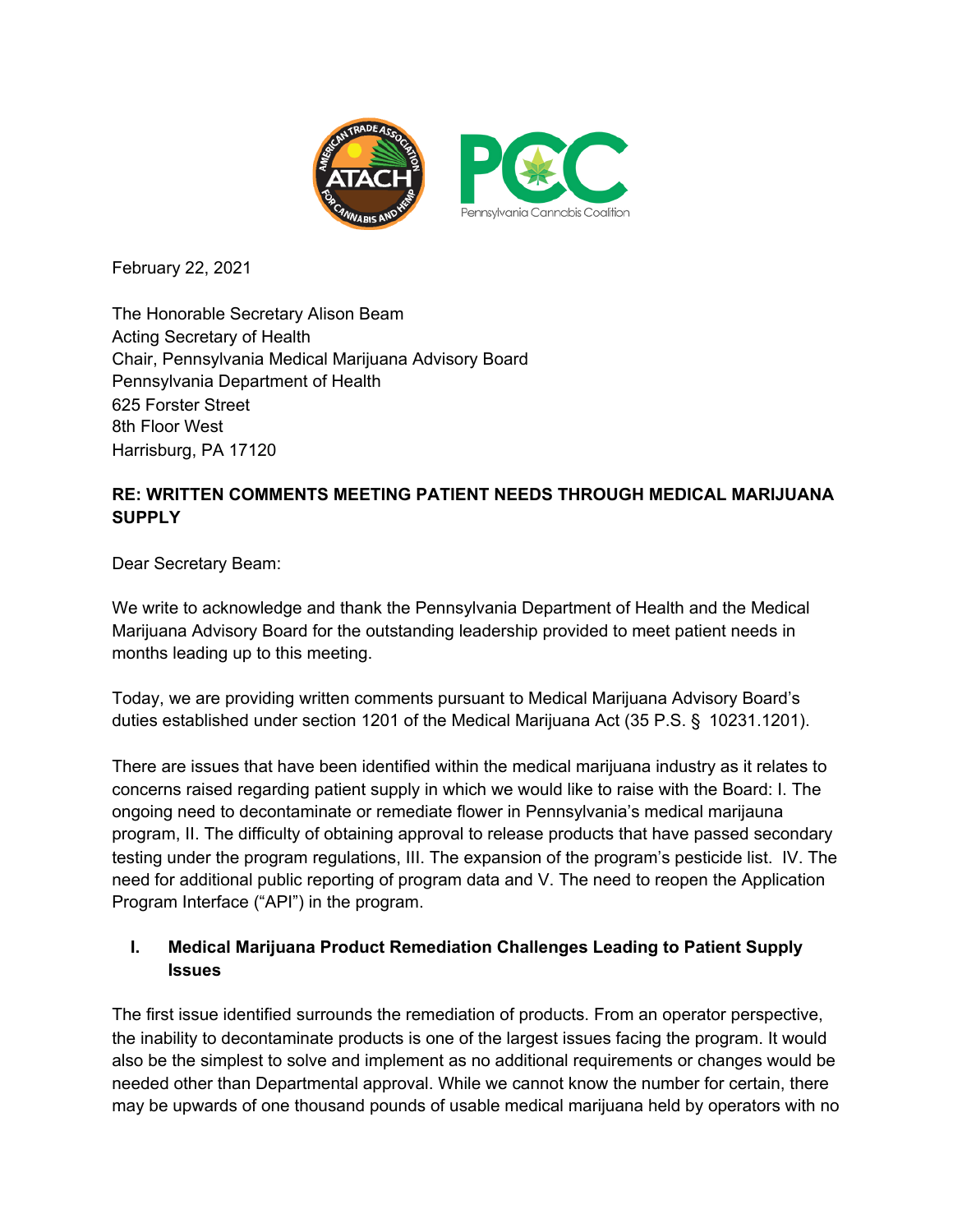February 22, 2021

The Honorable Secretary Alison Beam
Acting Secretary of Health
Chair, Pennsylvania Medical Marijuana Advisory Board
Pennsylvania Department of Health
625 Forster Street
8th Floor West
Harrisburg, PA 17120

**RE: WRITTEN COMMENTS MEETING PATIENT NEEDS THROUGH MEDICAL MARIJUANA SUPPLY**

Dear Secretary Beam:

We write to acknowledge and thank the Pennsylvania Department of Health and the Medical Marijuana Advisory Board for the outstanding leadership provided to meet patient needs in months leading up to this meeting.

Today, we are providing written comments pursuant to Medical Marijuana Advisory Board's duties established under section 1201 of the Medical Marijuana Act (35 P.S. § 10231.1201).

There are issues that have been identified within the medical marijuana industry as it relates to concerns raised regarding patient supply in which we would like to raise with the Board: I. The ongoing need to decontaminate or remediate flower in Pennsylvania's medical marijauna program, II. The difficulty of obtaining approval to release products that have passed secondary testing under the program regulations, III. The expansion of the program's pesticide list. IV. The need for additional public reporting of program data and V. The need to reopen the Application Program Interface ("API") in the program.

## I. Medical Marijuana Product Remediation Challenges Leading to Patient Supply Issues

The first issue identified surrounds the remediation of products. From an operator perspective, the inability to decontaminate products is one of the largest issues facing the program. It would also be the simplest to solve and implement as no additional requirements or changes would be needed other than Departmental approval. While we cannot know the number for certain, there may be upwards of one thousand pounds of usable medical marijuana held by operators with no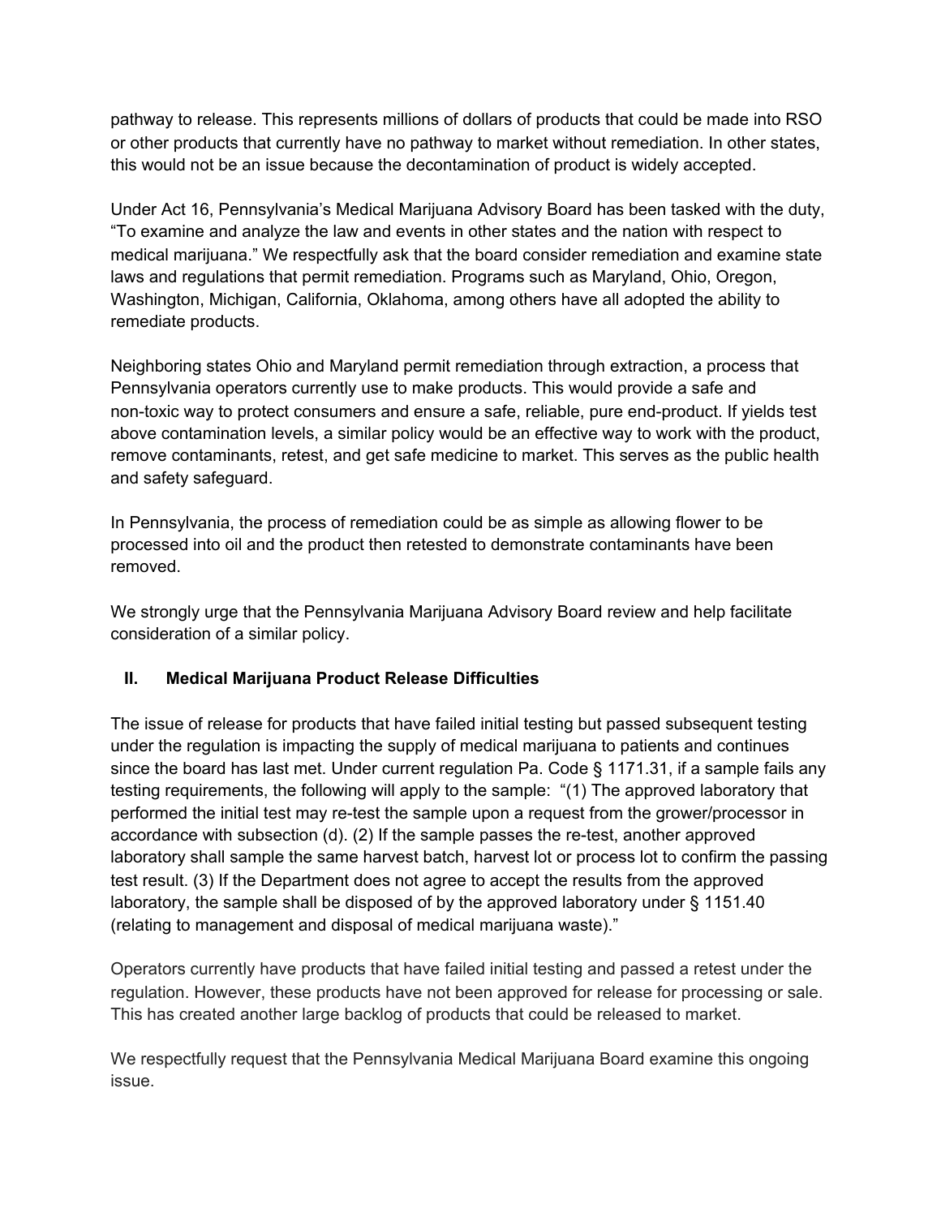pathway to release. This represents millions of dollars of products that could be made into RSO or other products that currently have no pathway to market without remediation. In other states, this would not be an issue because the decontamination of product is widely accepted.

Under Act 16, Pennsylvania's Medical Marijuana Advisory Board has been tasked with the duty, "To examine and analyze the law and events in other states and the nation with respect to medical marijuana." We respectfully ask that the board consider remediation and examine state laws and regulations that permit remediation. Programs such as Maryland, Ohio, Oregon, Washington, Michigan, California, Oklahoma, among others have all adopted the ability to remediate products.

Neighboring states Ohio and Maryland permit remediation through extraction, a process that Pennsylvania operators currently use to make products. This would provide a safe and non-toxic way to protect consumers and ensure a safe, reliable, pure end-product. If yields test above contamination levels, a similar policy would be an effective way to work with the product, remove contaminants, retest, and get safe medicine to market. This serves as the public health and safety safeguard.

In Pennsylvania, the process of remediation could be as simple as allowing flower to be processed into oil and the product then retested to demonstrate contaminants have been removed.

We strongly urge that the Pennsylvania Marijuana Advisory Board review and help facilitate consideration of a similar policy.

## II. Medical Marijuana Product Release Difficulties

The issue of release for products that have failed initial testing but passed subsequent testing under the regulation is impacting the supply of medical marijuana to patients and continues since the board has last met. Under current regulation Pa. Code § 1171.31, if a sample fails any testing requirements, the following will apply to the sample: "(1) The approved laboratory that performed the initial test may re-test the sample upon a request from the grower/processor in accordance with subsection (d). (2) If the sample passes the re-test, another approved laboratory shall sample the same harvest batch, harvest lot or process lot to confirm the passing test result. (3) If the Department does not agree to accept the results from the approved laboratory, the sample shall be disposed of by the approved laboratory under § 1151.40 (relating to management and disposal of medical marijuana waste)."

Operators currently have products that have failed initial testing and passed a retest under the regulation. However, these products have not been approved for release for processing or sale. This has created another large backlog of products that could be released to market.

We respectfully request that the Pennsylvania Medical Marijuana Board examine this ongoing issue.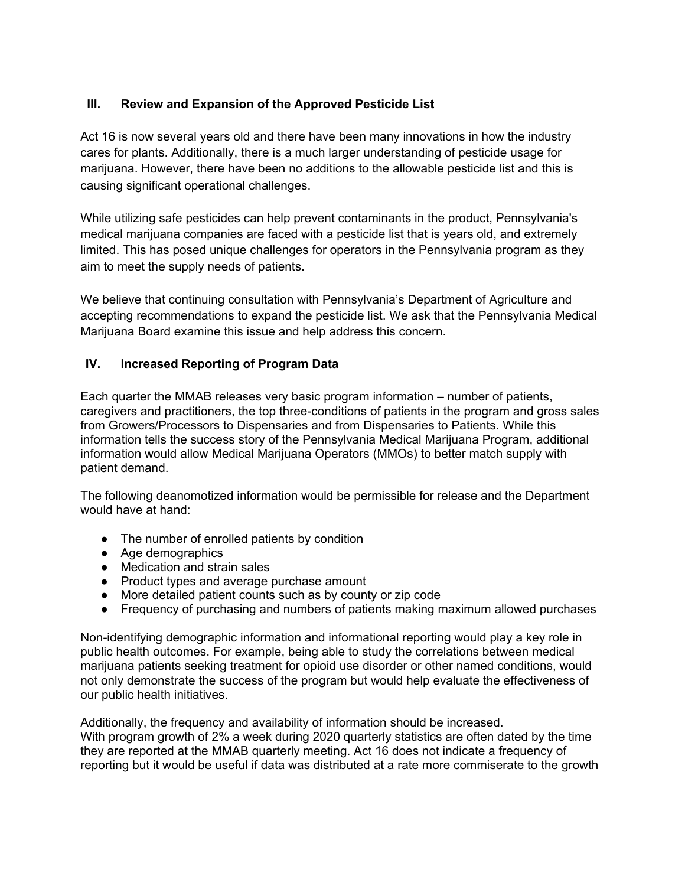## III. Review and Expansion of the Approved Pesticide List

Act 16 is now several years old and there have been many innovations in how the industry cares for plants. Additionally, there is a much larger understanding of pesticide usage for marijuana. However, there have been no additions to the allowable pesticide list and this is causing significant operational challenges.

While utilizing safe pesticides can help prevent contaminants in the product, Pennsylvania's medical marijuana companies are faced with a pesticide list that is years old, and extremely limited. This has posed unique challenges for operators in the Pennsylvania program as they aim to meet the supply needs of patients.

We believe that continuing consultation with Pennsylvania's Department of Agriculture and accepting recommendations to expand the pesticide list. We ask that the Pennsylvania Medical Marijuana Board examine this issue and help address this concern.

## IV. Increased Reporting of Program Data

Each quarter the MMAB releases very basic program information – number of patients, caregivers and practitioners, the top three-conditions of patients in the program and gross sales from Growers/Processors to Dispensaries and from Dispensaries to Patients. While this information tells the success story of the Pennsylvania Medical Marijuana Program, additional information would allow Medical Marijuana Operators (MMOs) to better match supply with patient demand.

The following deanomotized information would be permissible for release and the Department would have at hand:

- The number of enrolled patients by condition
- Age demographics
- Medication and strain sales
- Product types and average purchase amount
- More detailed patient counts such as by county or zip code
- Frequency of purchasing and numbers of patients making maximum allowed purchases

Non-identifying demographic information and informational reporting would play a key role in public health outcomes. For example, being able to study the correlations between medical marijuana patients seeking treatment for opioid use disorder or other named conditions, would not only demonstrate the success of the program but would help evaluate the effectiveness of our public health initiatives.

Additionally, the frequency and availability of information should be increased.
With program growth of 2% a week during 2020 quarterly statistics are often dated by the time they are reported at the MMAB quarterly meeting. Act 16 does not indicate a frequency of reporting but it would be useful if data was distributed at a rate more commiserate to the growth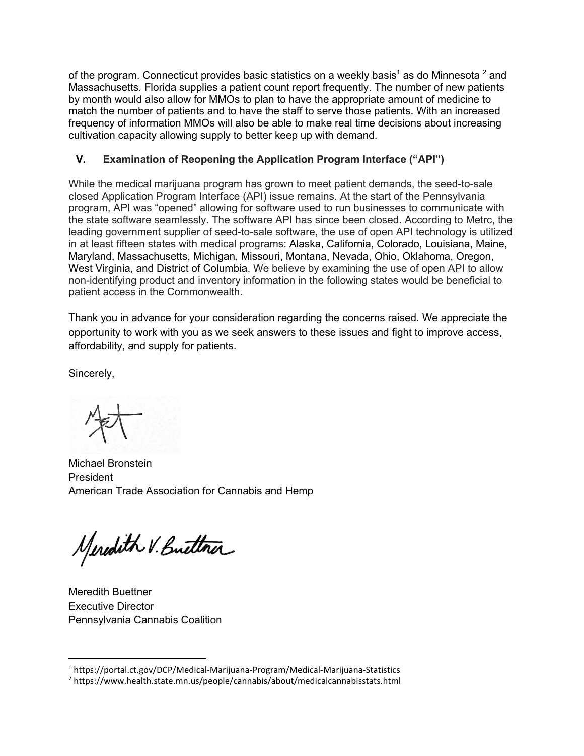of the program. Connecticut provides basic statistics on a weekly basis[1] as do Minnesota [2] and Massachusetts. Florida supplies a patient count report frequently. The number of new patients by month would also allow for MMOs to plan to have the appropriate amount of medicine to match the number of patients and to have the staff to serve those patients. With an increased frequency of information MMOs will also be able to make real time decisions about increasing cultivation capacity allowing supply to better keep up with demand.

## V. Examination of Reopening the Application Program Interface ("API")

While the medical marijuana program has grown to meet patient demands, the seed-to-sale closed Application Program Interface (API) issue remains. At the start of the Pennsylvania program, API was "opened" allowing for software used to run businesses to communicate with the state software seamlessly. The software API has since been closed. According to Metrc, the leading government supplier of seed-to-sale software, the use of open API technology is utilized in at least fifteen states with medical programs: Alaska, California, Colorado, Louisiana, Maine, Maryland, Massachusetts, Michigan, Missouri, Montana, Nevada, Ohio, Oklahoma, Oregon, West Virginia, and District of Columbia. We believe by examining the use of open API to allow non-identifying product and inventory information in the following states would be beneficial to patient access in the Commonwealth.

Thank you in advance for your consideration regarding the concerns raised. We appreciate the opportunity to work with you as we seek answers to these issues and fight to improve access, affordability, and supply for patients.

Sincerely,

Michael Bronstein
President
American Trade Association for Cannabis and Hemp

Meredith V. Buettner

Meredith Buettner
Executive Director
Pennsylvania Cannabis Coalition

---

[1] https://portal.ct.gov/DCP/Medical-Marijuana-Program/Medical-Marijuana-Statistics

[2] https://www.health.state.mn.us/people/cannabis/about/medicalcannabisstats.html